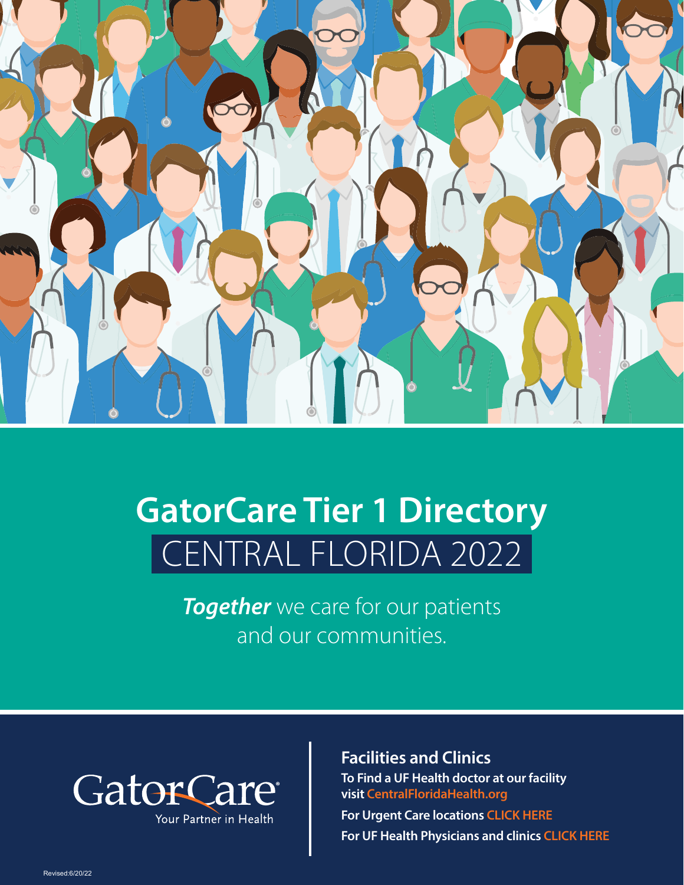# GatorCare Tier 1 Directory

## CENTRAL FLORIDA 2022

***Together*** we care for our patients and our communities.

GatorCare®
Your Partner in Health

### Facilities and Clinics

**To Find a UF Health doctor at our facility visit CentralFloridaHealth.org**

**For Urgent Care locations CLICK HERE**

**For UF Health Physicians and clinics CLICK HERE**

Revised:6/20/22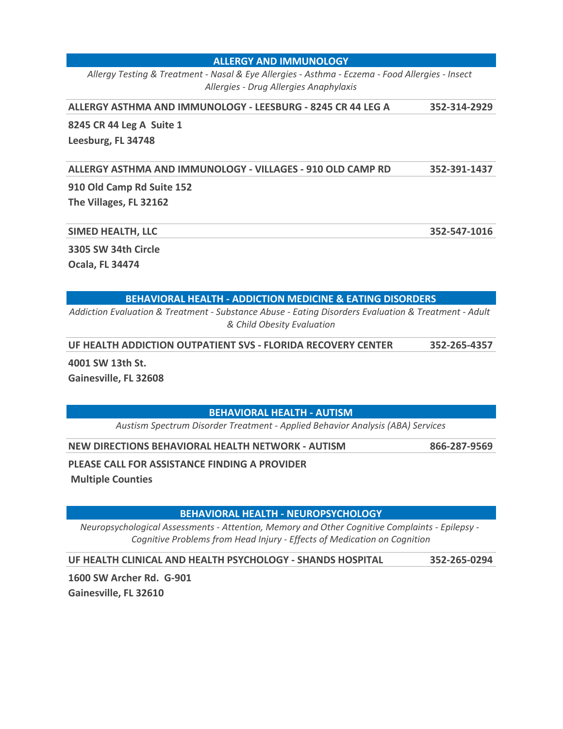## ALLERGY AND IMMUNOLOGY

*Allergy Testing & Treatment - Nasal & Eye Allergies - Asthma - Eczema - Food Allergies - Insect Allergies - Drug Allergies Anaphylaxis*

**ALLERGY ASTHMA AND IMMUNOLOGY - LEESBURG - 8245 CR 44 LEG A** — **352-314-2929**

**8245 CR 44 Leg A Suite 1**
**Leesburg, FL 34748**

**ALLERGY ASTHMA AND IMMUNOLOGY - VILLAGES - 910 OLD CAMP RD** — **352-391-1437**

**910 Old Camp Rd Suite 152**
**The Villages, FL 32162**

**SIMED HEALTH, LLC** — **352-547-1016**

**3305 SW 34th Circle**
**Ocala, FL 34474**

## BEHAVIORAL HEALTH - ADDICTION MEDICINE & EATING DISORDERS

*Addiction Evaluation & Treatment - Substance Abuse - Eating Disorders Evaluation & Treatment - Adult & Child Obesity Evaluation*

**UF HEALTH ADDICTION OUTPATIENT SVS - FLORIDA RECOVERY CENTER** — **352-265-4357**

**4001 SW 13th St.**
**Gainesville, FL 32608**

## BEHAVIORAL HEALTH - AUTISM

*Austism Spectrum Disorder Treatment - Applied Behavior Analysis (ABA) Services*

**NEW DIRECTIONS BEHAVIORAL HEALTH NETWORK - AUTISM** — **866-287-9569**

**PLEASE CALL FOR ASSISTANCE FINDING A PROVIDER**
**Multiple Counties**

## BEHAVIORAL HEALTH - NEUROPSYCHOLOGY

*Neuropsychological Assessments - Attention, Memory and Other Cognitive Complaints - Epilepsy - Cognitive Problems from Head Injury - Effects of Medication on Cognition*

**UF HEALTH CLINICAL AND HEALTH PSYCHOLOGY - SHANDS HOSPITAL** — **352-265-0294**

**1600 SW Archer Rd. G-901**
**Gainesville, FL 32610**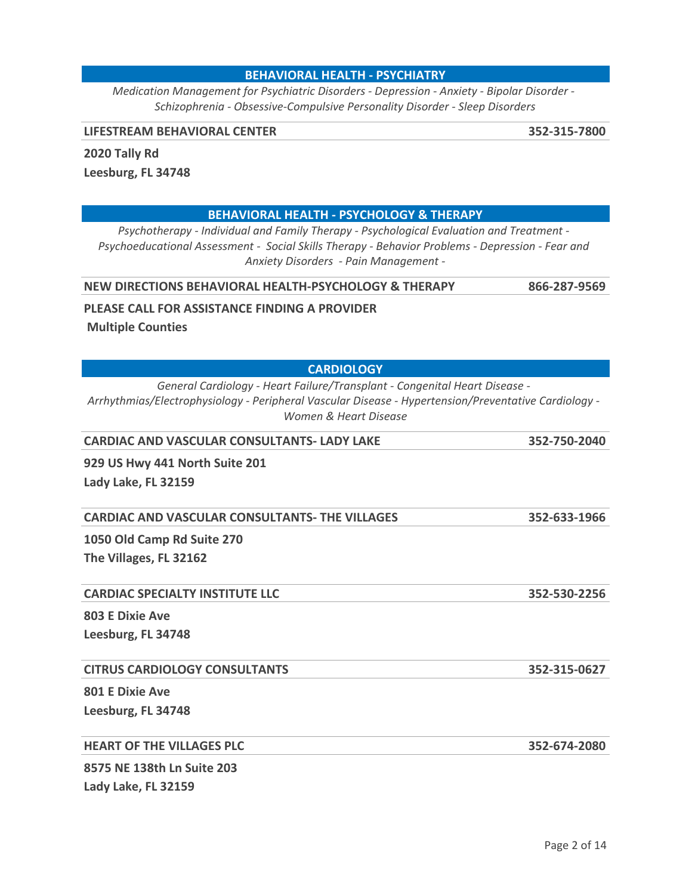## BEHAVIORAL HEALTH - PSYCHIATRY

*Medication Management for Psychiatric Disorders - Depression - Anxiety - Bipolar Disorder - Schizophrenia - Obsessive-Compulsive Personality Disorder - Sleep Disorders*

**LIFESTREAM BEHAVIORAL CENTER** — **352-315-7800**

**2020 Tally Rd**
**Leesburg, FL 34748**

## BEHAVIORAL HEALTH - PSYCHOLOGY & THERAPY

*Psychotherapy - Individual and Family Therapy - Psychological Evaluation and Treatment - Psychoeducational Assessment - Social Skills Therapy - Behavior Problems - Depression - Fear and Anxiety Disorders - Pain Management -*

**NEW DIRECTIONS BEHAVIORAL HEALTH-PSYCHOLOGY & THERAPY** — **866-287-9569**

**PLEASE CALL FOR ASSISTANCE FINDING A PROVIDER**
**Multiple Counties**

## CARDIOLOGY

*General Cardiology - Heart Failure/Transplant - Congenital Heart Disease - Arrhythmias/Electrophysiology - Peripheral Vascular Disease - Hypertension/Preventative Cardiology - Women & Heart Disease*

**CARDIAC AND VASCULAR CONSULTANTS- LADY LAKE** — **352-750-2040**

**929 US Hwy 441 North Suite 201**
**Lady Lake, FL 32159**

**CARDIAC AND VASCULAR CONSULTANTS- THE VILLAGES** — **352-633-1966**

**1050 Old Camp Rd Suite 270**
**The Villages, FL 32162**

**CARDIAC SPECIALTY INSTITUTE LLC** — **352-530-2256**

**803 E Dixie Ave**
**Leesburg, FL 34748**

**CITRUS CARDIOLOGY CONSULTANTS** — **352-315-0627**

**801 E Dixie Ave**
**Leesburg, FL 34748**

**HEART OF THE VILLAGES PLC** — **352-674-2080**

**8575 NE 138th Ln Suite 203**
**Lady Lake, FL 32159**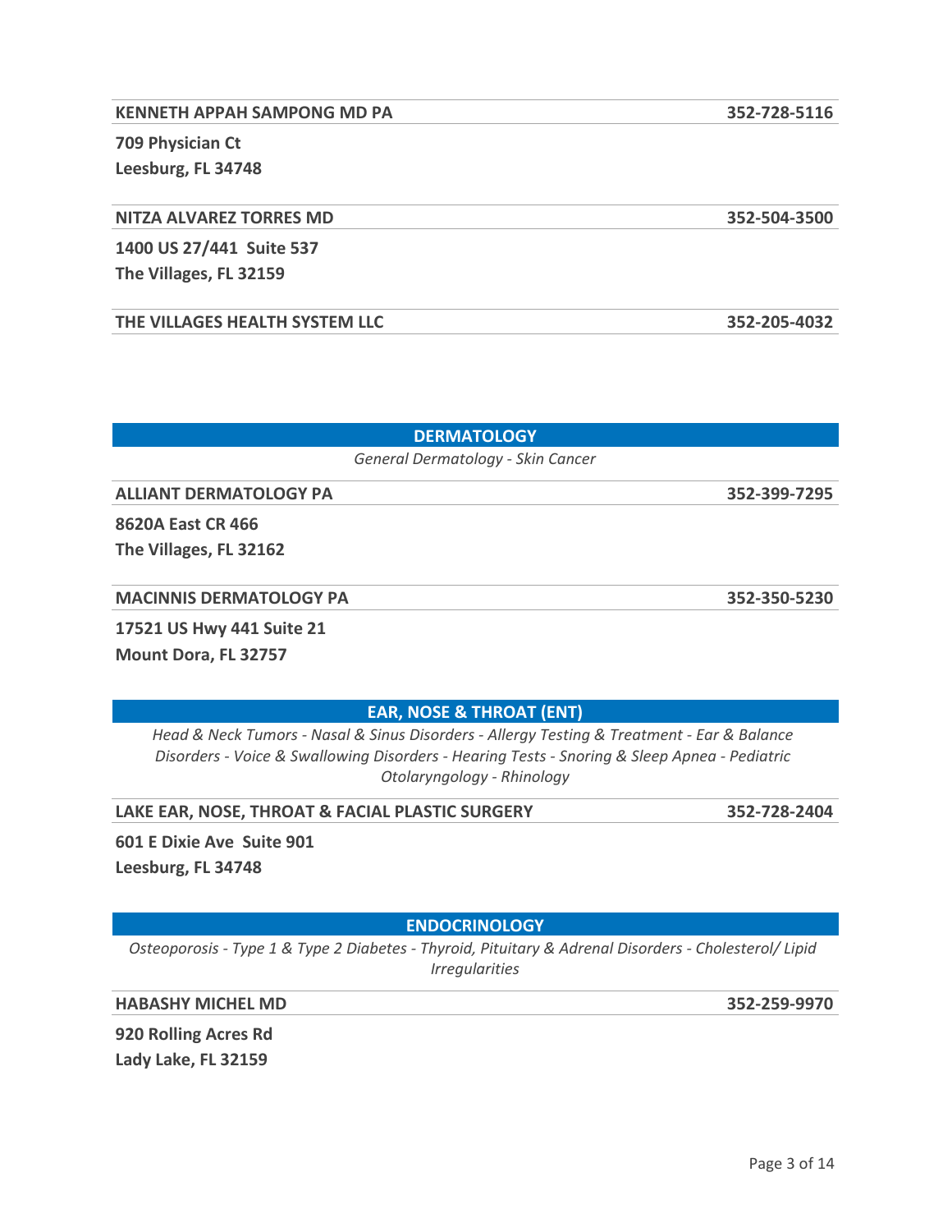**KENNETH APPAH SAMPONG MD PA** — **352-728-5116**

**709 Physician Ct**
**Leesburg, FL 34748**

**NITZA ALVAREZ TORRES MD** — **352-504-3500**

**1400 US 27/441 Suite 537**
**The Villages, FL 32159**

**THE VILLAGES HEALTH SYSTEM LLC** — **352-205-4032**

## DERMATOLOGY

*General Dermatology - Skin Cancer*

**ALLIANT DERMATOLOGY PA** — **352-399-7295**

**8620A East CR 466**
**The Villages, FL 32162**

**MACINNIS DERMATOLOGY PA** — **352-350-5230**

**17521 US Hwy 441 Suite 21**
**Mount Dora, FL 32757**

## EAR, NOSE & THROAT (ENT)

*Head & Neck Tumors - Nasal & Sinus Disorders - Allergy Testing & Treatment - Ear & Balance Disorders - Voice & Swallowing Disorders - Hearing Tests - Snoring & Sleep Apnea - Pediatric Otolaryngology - Rhinology*

**LAKE EAR, NOSE, THROAT & FACIAL PLASTIC SURGERY** — **352-728-2404**

**601 E Dixie Ave Suite 901**
**Leesburg, FL 34748**

## ENDOCRINOLOGY

*Osteoporosis - Type 1 & Type 2 Diabetes - Thyroid, Pituitary & Adrenal Disorders - Cholesterol/ Lipid Irregularities*

**HABASHY MICHEL MD** — **352-259-9970**

**920 Rolling Acres Rd**
**Lady Lake, FL 32159**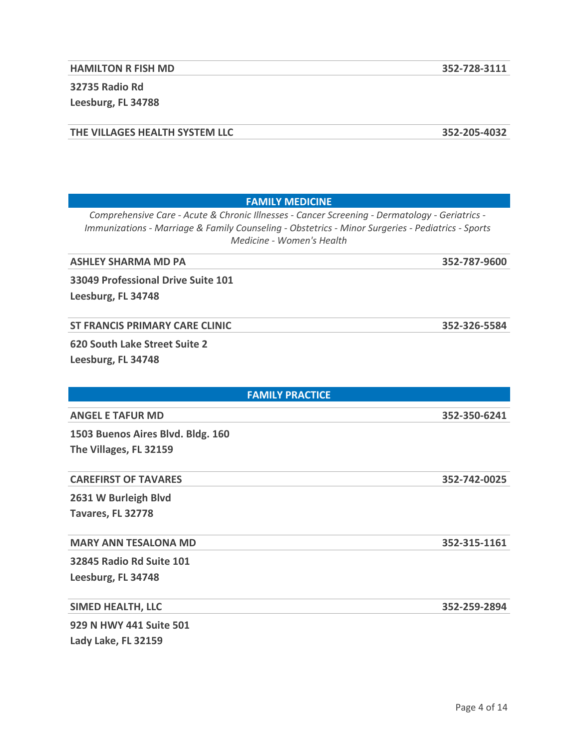**HAMILTON R FISH MD** **352-728-3111**

**32735 Radio Rd**
**Leesburg, FL 34788**

**THE VILLAGES HEALTH SYSTEM LLC** **352-205-4032**

## FAMILY MEDICINE

*Comprehensive Care - Acute & Chronic Illnesses - Cancer Screening - Dermatology - Geriatrics - Immunizations - Marriage & Family Counseling - Obstetrics - Minor Surgeries - Pediatrics - Sports Medicine - Women's Health*

**ASHLEY SHARMA MD PA** **352-787-9600**

**33049 Professional Drive Suite 101**
**Leesburg, FL 34748**

**ST FRANCIS PRIMARY CARE CLINIC** **352-326-5584**

**620 South Lake Street Suite 2**
**Leesburg, FL 34748**

## FAMILY PRACTICE

**ANGEL E TAFUR MD** **352-350-6241**

**1503 Buenos Aires Blvd. Bldg. 160**
**The Villages, FL 32159**

**CAREFIRST OF TAVARES** **352-742-0025**

**2631 W Burleigh Blvd**
**Tavares, FL 32778**

**MARY ANN TESALONA MD** **352-315-1161**

**32845 Radio Rd Suite 101**
**Leesburg, FL 34748**

**SIMED HEALTH, LLC** **352-259-2894**

**929 N HWY 441 Suite 501**
**Lady Lake, FL 32159**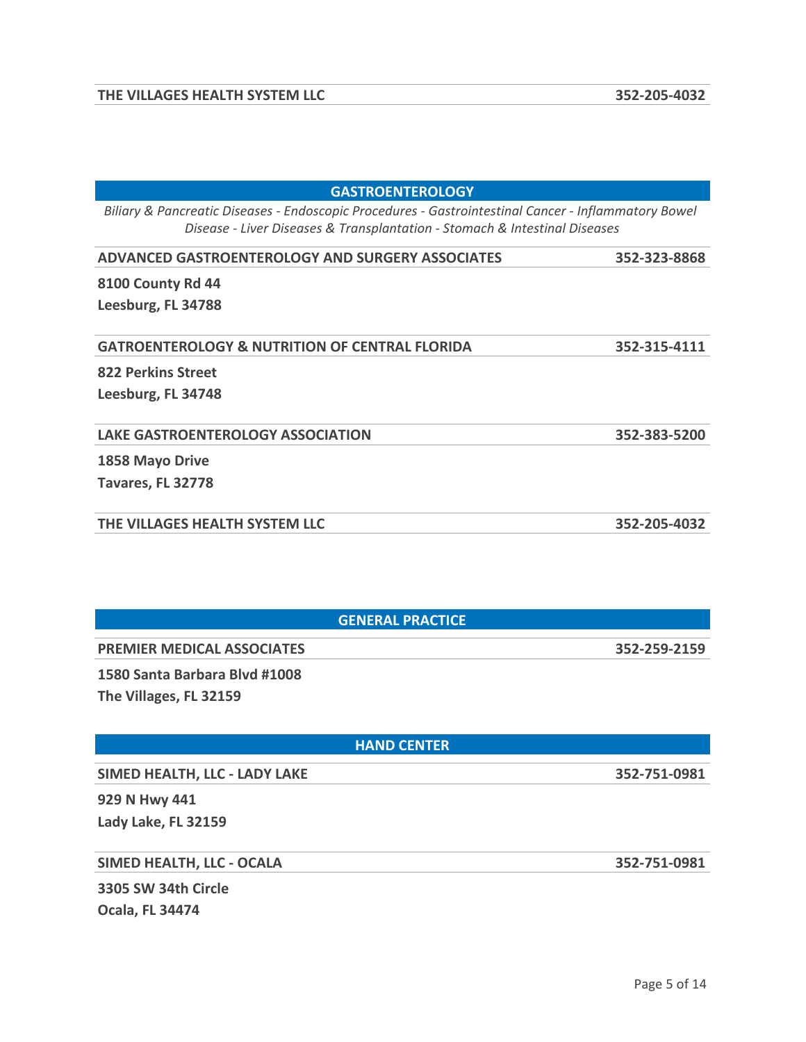**THE VILLAGES HEALTH SYSTEM LLC** 352-205-4032

## GASTROENTEROLOGY

*Biliary & Pancreatic Diseases - Endoscopic Procedures - Gastrointestinal Cancer - Inflammatory Bowel Disease - Liver Diseases & Transplantation - Stomach & Intestinal Diseases*

**ADVANCED GASTROENTEROLOGY AND SURGERY ASSOCIATES** 352-323-8868

**8100 County Rd 44**
**Leesburg, FL 34788**

**GATROENTEROLOGY & NUTRITION OF CENTRAL FLORIDA** 352-315-4111

**822 Perkins Street**
**Leesburg, FL 34748**

**LAKE GASTROENTEROLOGY ASSOCIATION** 352-383-5200

**1858 Mayo Drive**
**Tavares, FL 32778**

**THE VILLAGES HEALTH SYSTEM LLC** 352-205-4032

## GENERAL PRACTICE

**PREMIER MEDICAL ASSOCIATES** 352-259-2159

**1580 Santa Barbara Blvd #1008**
**The Villages, FL 32159**

## HAND CENTER

**SIMED HEALTH, LLC - LADY LAKE** 352-751-0981

**929 N Hwy 441**
**Lady Lake, FL 32159**

**SIMED HEALTH, LLC - OCALA** 352-751-0981

**3305 SW 34th Circle**
**Ocala, FL 34474**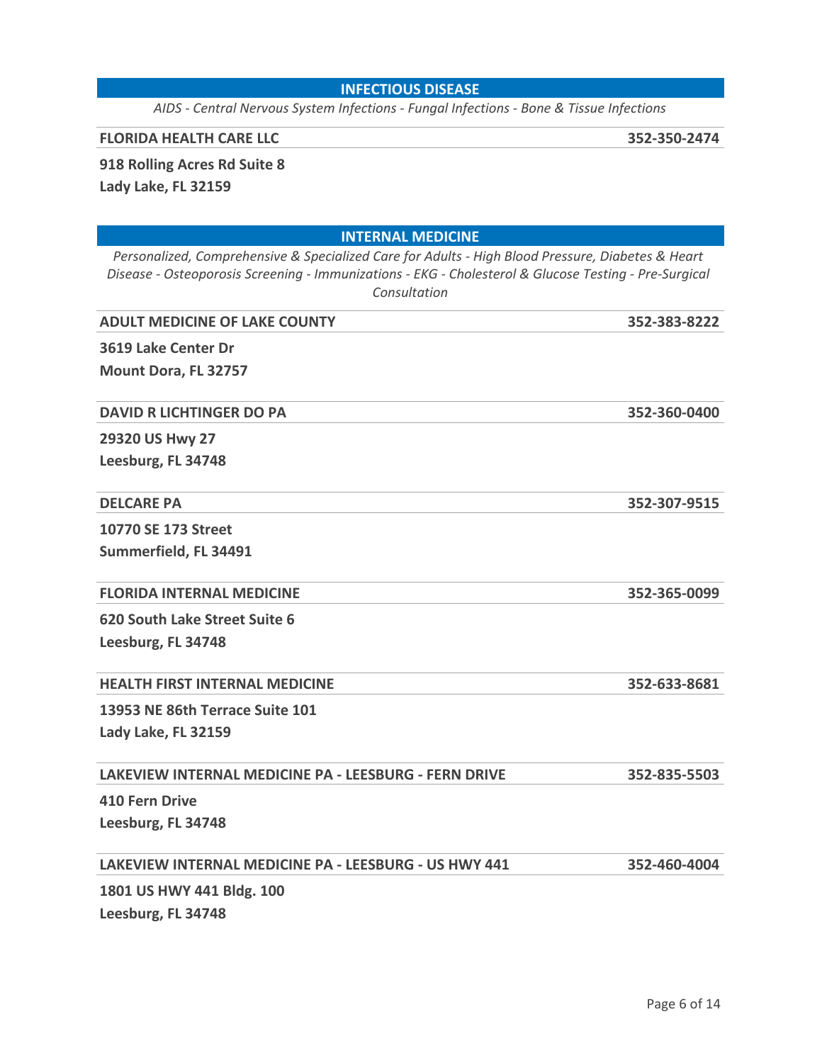## INFECTIOUS DISEASE

*AIDS - Central Nervous System Infections - Fungal Infections - Bone & Tissue Infections*

**FLORIDA HEALTH CARE LLC** — **352-350-2474**

**918 Rolling Acres Rd Suite 8**
**Lady Lake, FL 32159**

## INTERNAL MEDICINE

*Personalized, Comprehensive & Specialized Care for Adults - High Blood Pressure, Diabetes & Heart Disease - Osteoporosis Screening - Immunizations - EKG - Cholesterol & Glucose Testing - Pre-Surgical Consultation*

**ADULT MEDICINE OF LAKE COUNTY** — **352-383-8222**

**3619 Lake Center Dr**
**Mount Dora, FL 32757**

**DAVID R LICHTINGER DO PA** — **352-360-0400**

**29320 US Hwy 27**
**Leesburg, FL 34748**

**DELCARE PA** — **352-307-9515**

**10770 SE 173 Street**
**Summerfield, FL 34491**

**FLORIDA INTERNAL MEDICINE** — **352-365-0099**

**620 South Lake Street Suite 6**
**Leesburg, FL 34748**

**HEALTH FIRST INTERNAL MEDICINE** — **352-633-8681**

**13953 NE 86th Terrace Suite 101**
**Lady Lake, FL 32159**

**LAKEVIEW INTERNAL MEDICINE PA - LEESBURG - FERN DRIVE** — **352-835-5503**

**410 Fern Drive**
**Leesburg, FL 34748**

**LAKEVIEW INTERNAL MEDICINE PA - LEESBURG - US HWY 441** — **352-460-4004**

**1801 US HWY 441 Bldg. 100**
**Leesburg, FL 34748**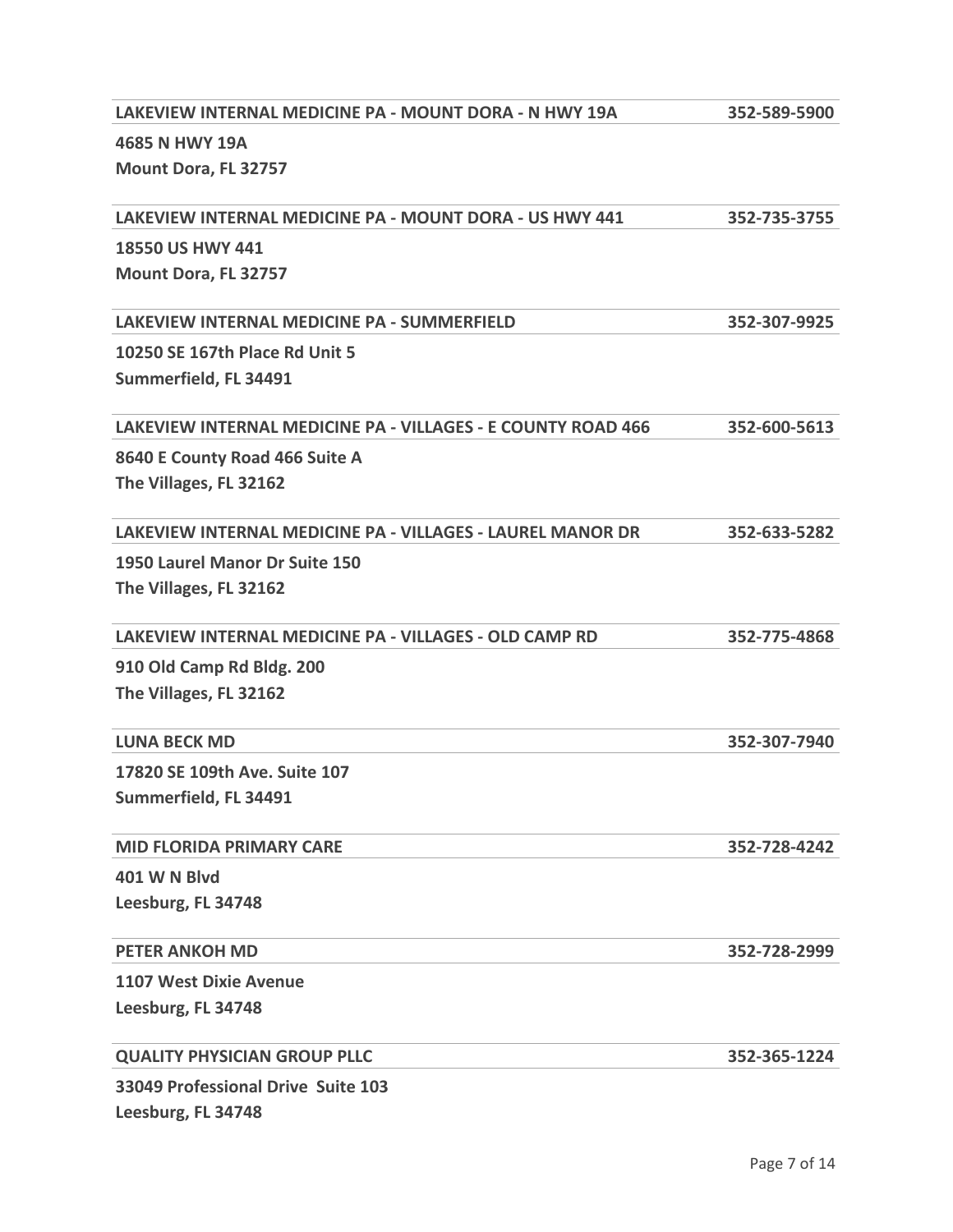**LAKEVIEW INTERNAL MEDICINE PA - MOUNT DORA - N HWY 19A** **352-589-5900**

**4685 N HWY 19A**
**Mount Dora, FL 32757**

**LAKEVIEW INTERNAL MEDICINE PA - MOUNT DORA - US HWY 441** **352-735-3755**

**18550 US HWY 441**
**Mount Dora, FL 32757**

**LAKEVIEW INTERNAL MEDICINE PA - SUMMERFIELD** **352-307-9925**

**10250 SE 167th Place Rd Unit 5**
**Summerfield, FL 34491**

**LAKEVIEW INTERNAL MEDICINE PA - VILLAGES - E COUNTY ROAD 466** **352-600-5613**

**8640 E County Road 466 Suite A**
**The Villages, FL 32162**

**LAKEVIEW INTERNAL MEDICINE PA - VILLAGES - LAUREL MANOR DR** **352-633-5282**

**1950 Laurel Manor Dr Suite 150**
**The Villages, FL 32162**

**LAKEVIEW INTERNAL MEDICINE PA - VILLAGES - OLD CAMP RD** **352-775-4868**

**910 Old Camp Rd Bldg. 200**
**The Villages, FL 32162**

**LUNA BECK MD** **352-307-7940**

**17820 SE 109th Ave. Suite 107**
**Summerfield, FL 34491**

**MID FLORIDA PRIMARY CARE** **352-728-4242**

**401 W N Blvd**
**Leesburg, FL 34748**

**PETER ANKOH MD** **352-728-2999**

**1107 West Dixie Avenue**
**Leesburg, FL 34748**

**QUALITY PHYSICIAN GROUP PLLC** **352-365-1224**

**33049 Professional Drive Suite 103**
**Leesburg, FL 34748**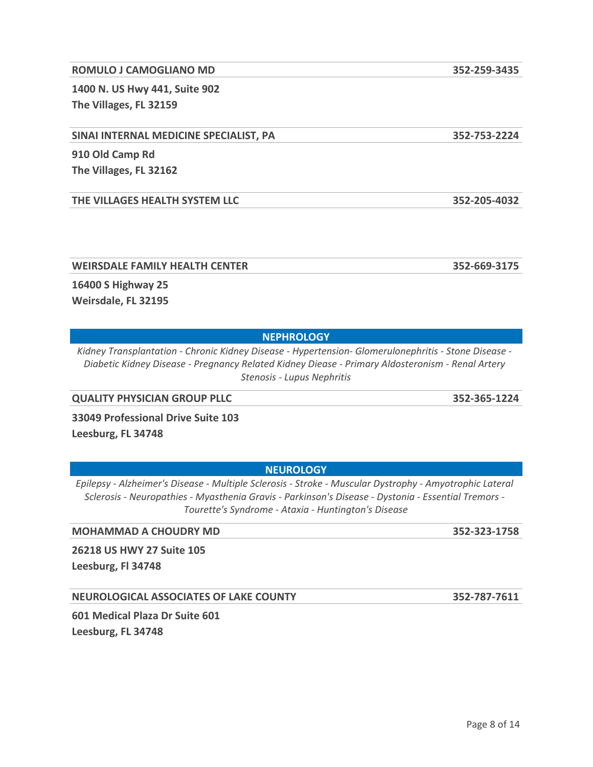**ROMULO J CAMOGLIANO MD** | **352-259-3435**

**1400 N. US Hwy 441, Suite 902**
**The Villages, FL 32159**

**SINAI INTERNAL MEDICINE SPECIALIST, PA** | **352-753-2224**

**910 Old Camp Rd**
**The Villages, FL 32162**

**THE VILLAGES HEALTH SYSTEM LLC** | **352-205-4032**

**WEIRSDALE FAMILY HEALTH CENTER** | **352-669-3175**

**16400 S Highway 25**
**Weirsdale, FL 32195**

## NEPHROLOGY

*Kidney Transplantation - Chronic Kidney Disease - Hypertension- Glomerulonephritis - Stone Disease - Diabetic Kidney Disease - Pregnancy Related Kidney Diease - Primary Aldosteronism - Renal Artery Stenosis - Lupus Nephritis*

**QUALITY PHYSICIAN GROUP PLLC** | **352-365-1224**

**33049 Professional Drive Suite 103**
**Leesburg, FL 34748**

## NEUROLOGY

*Epilepsy - Alzheimer's Disease - Multiple Sclerosis - Stroke - Muscular Dystrophy - Amyotrophic Lateral Sclerosis - Neuropathies - Myasthenia Gravis - Parkinson's Disease - Dystonia - Essential Tremors - Tourette's Syndrome - Ataxia - Huntington's Disease*

**MOHAMMAD A CHOUDRY MD** | **352-323-1758**

**26218 US HWY 27 Suite 105**
**Leesburg, Fl 34748**

**NEUROLOGICAL ASSOCIATES OF LAKE COUNTY** | **352-787-7611**

**601 Medical Plaza Dr Suite 601**
**Leesburg, FL 34748**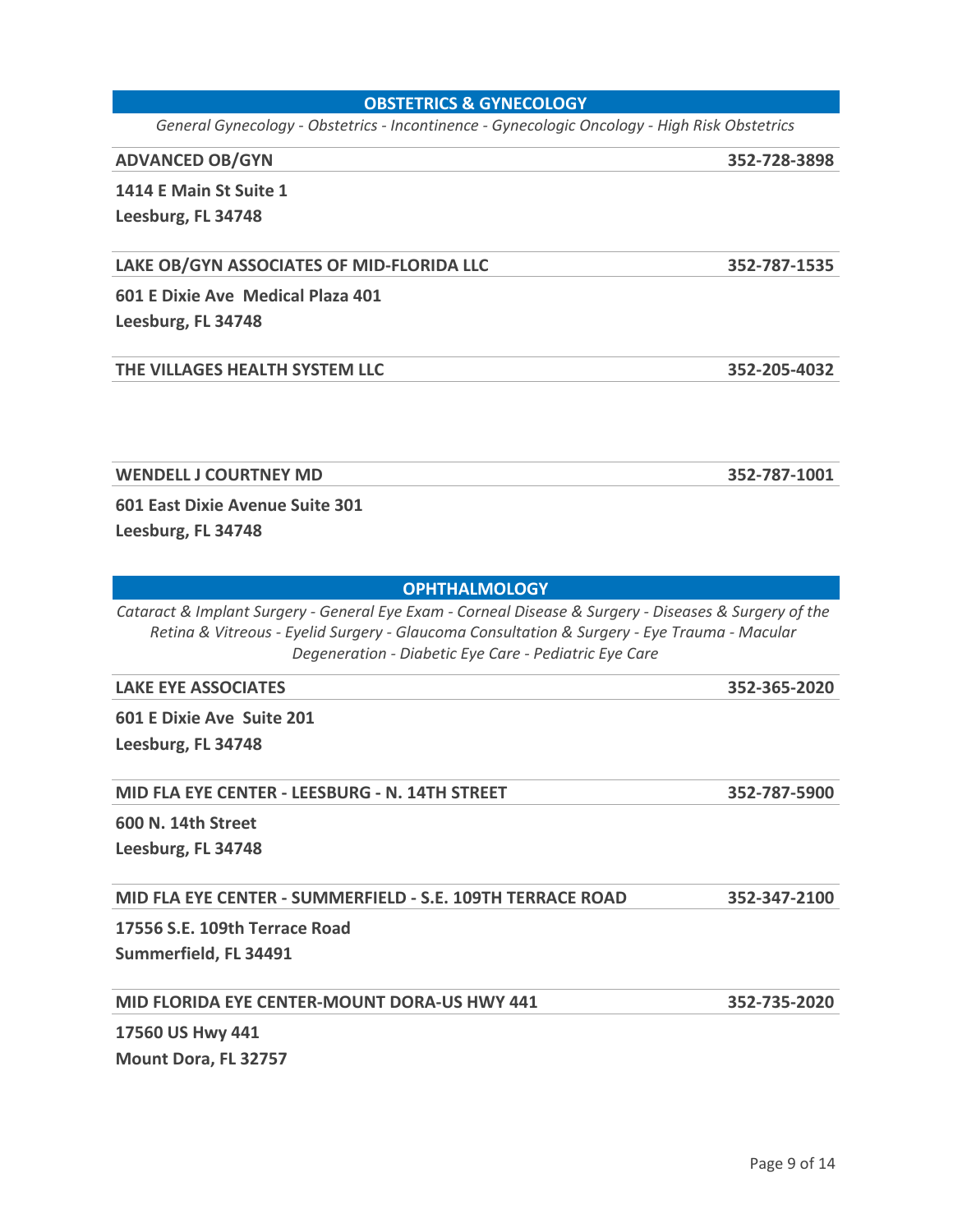## OBSTETRICS & GYNECOLOGY

*General Gynecology - Obstetrics - Incontinence - Gynecologic Oncology - High Risk Obstetrics*

**ADVANCED OB/GYN** — **352-728-3898**

**1414 E Main St Suite 1**
**Leesburg, FL 34748**

**LAKE OB/GYN ASSOCIATES OF MID-FLORIDA LLC** — **352-787-1535**

**601 E Dixie Ave Medical Plaza 401**
**Leesburg, FL 34748**

**THE VILLAGES HEALTH SYSTEM LLC** — **352-205-4032**

**WENDELL J COURTNEY MD** — **352-787-1001**

**601 East Dixie Avenue Suite 301**
**Leesburg, FL 34748**

## OPHTHALMOLOGY

*Cataract & Implant Surgery - General Eye Exam - Corneal Disease & Surgery - Diseases & Surgery of the Retina & Vitreous - Eyelid Surgery - Glaucoma Consultation & Surgery - Eye Trauma - Macular Degeneration - Diabetic Eye Care - Pediatric Eye Care*

**LAKE EYE ASSOCIATES** — **352-365-2020**

**601 E Dixie Ave Suite 201**
**Leesburg, FL 34748**

**MID FLA EYE CENTER - LEESBURG - N. 14TH STREET** — **352-787-5900**

**600 N. 14th Street**
**Leesburg, FL 34748**

**MID FLA EYE CENTER - SUMMERFIELD - S.E. 109TH TERRACE ROAD** — **352-347-2100**

**17556 S.E. 109th Terrace Road**
**Summerfield, FL 34491**

**MID FLORIDA EYE CENTER-MOUNT DORA-US HWY 441** — **352-735-2020**

**17560 US Hwy 441**
**Mount Dora, FL 32757**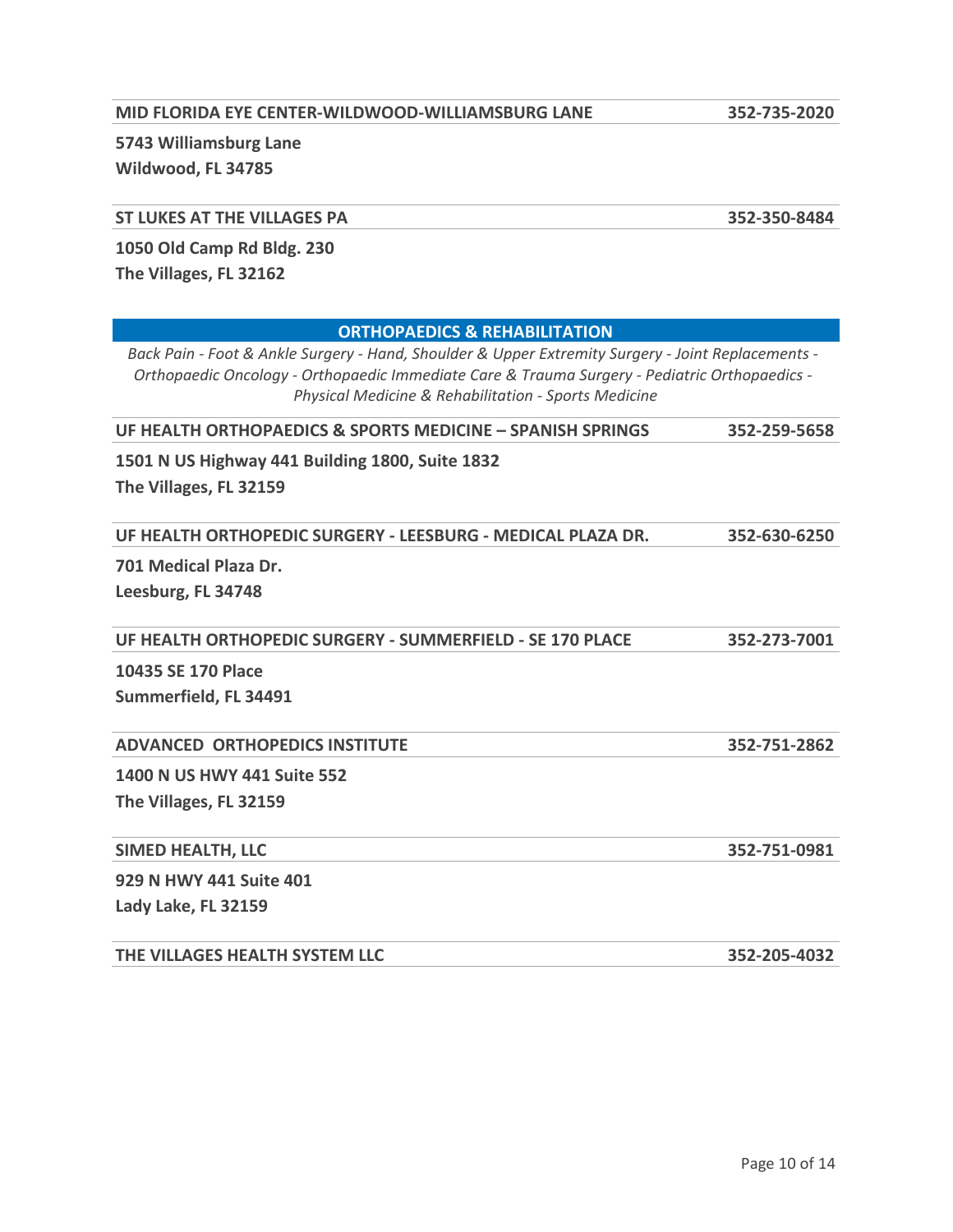**MID FLORIDA EYE CENTER-WILDWOOD-WILLIAMSBURG LANE** — **352-735-2020**

**5743 Williamsburg Lane**
**Wildwood, FL 34785**

**ST LUKES AT THE VILLAGES PA** — **352-350-8484**

**1050 Old Camp Rd Bldg. 230**
**The Villages, FL 32162**

## ORTHOPAEDICS & REHABILITATION

*Back Pain - Foot & Ankle Surgery - Hand, Shoulder & Upper Extremity Surgery - Joint Replacements - Orthopaedic Oncology - Orthopaedic Immediate Care & Trauma Surgery - Pediatric Orthopaedics - Physical Medicine & Rehabilitation - Sports Medicine*

**UF HEALTH ORTHOPAEDICS & SPORTS MEDICINE – SPANISH SPRINGS** — **352-259-5658**

**1501 N US Highway 441 Building 1800, Suite 1832**
**The Villages, FL 32159**

**UF HEALTH ORTHOPEDIC SURGERY - LEESBURG - MEDICAL PLAZA DR.** — **352-630-6250**

**701 Medical Plaza Dr.**
**Leesburg, FL 34748**

**UF HEALTH ORTHOPEDIC SURGERY - SUMMERFIELD - SE 170 PLACE** — **352-273-7001**

**10435 SE 170 Place**
**Summerfield, FL 34491**

**ADVANCED ORTHOPEDICS INSTITUTE** — **352-751-2862**

**1400 N US HWY 441 Suite 552**
**The Villages, FL 32159**

**SIMED HEALTH, LLC** — **352-751-0981**

**929 N HWY 441 Suite 401**
**Lady Lake, FL 32159**

**THE VILLAGES HEALTH SYSTEM LLC** — **352-205-4032**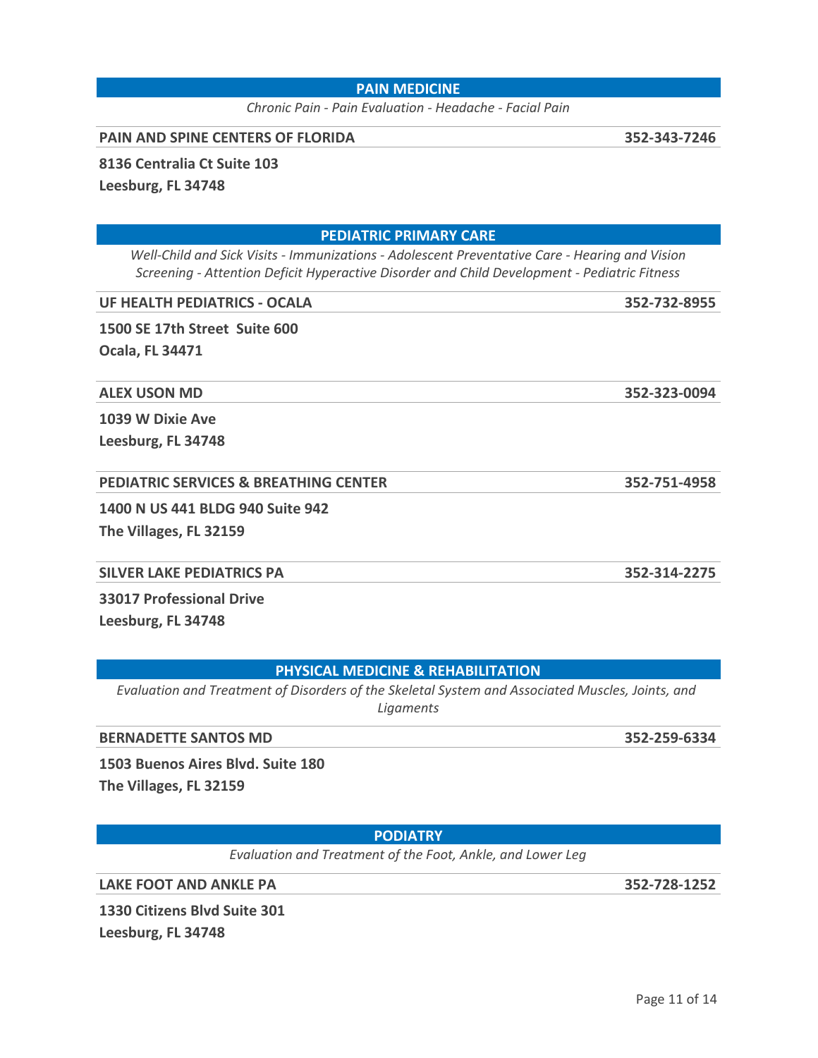## PAIN MEDICINE

*Chronic Pain - Pain Evaluation - Headache - Facial Pain*

**PAIN AND SPINE CENTERS OF FLORIDA** — **352-343-7246**

**8136 Centralia Ct Suite 103**
**Leesburg, FL 34748**

## PEDIATRIC PRIMARY CARE

*Well-Child and Sick Visits - Immunizations - Adolescent Preventative Care - Hearing and Vision Screening - Attention Deficit Hyperactive Disorder and Child Development - Pediatric Fitness*

**UF HEALTH PEDIATRICS - OCALA** — **352-732-8955**

**1500 SE 17th Street Suite 600**
**Ocala, FL 34471**

**ALEX USON MD** — **352-323-0094**

**1039 W Dixie Ave**
**Leesburg, FL 34748**

**PEDIATRIC SERVICES & BREATHING CENTER** — **352-751-4958**

**1400 N US 441 BLDG 940 Suite 942**
**The Villages, FL 32159**

**SILVER LAKE PEDIATRICS PA** — **352-314-2275**

**33017 Professional Drive**
**Leesburg, FL 34748**

## PHYSICAL MEDICINE & REHABILITATION

*Evaluation and Treatment of Disorders of the Skeletal System and Associated Muscles, Joints, and Ligaments*

**BERNADETTE SANTOS MD** — **352-259-6334**

**1503 Buenos Aires Blvd. Suite 180**
**The Villages, FL 32159**

## PODIATRY

*Evaluation and Treatment of the Foot, Ankle, and Lower Leg*

**LAKE FOOT AND ANKLE PA** — **352-728-1252**

**1330 Citizens Blvd Suite 301**
**Leesburg, FL 34748**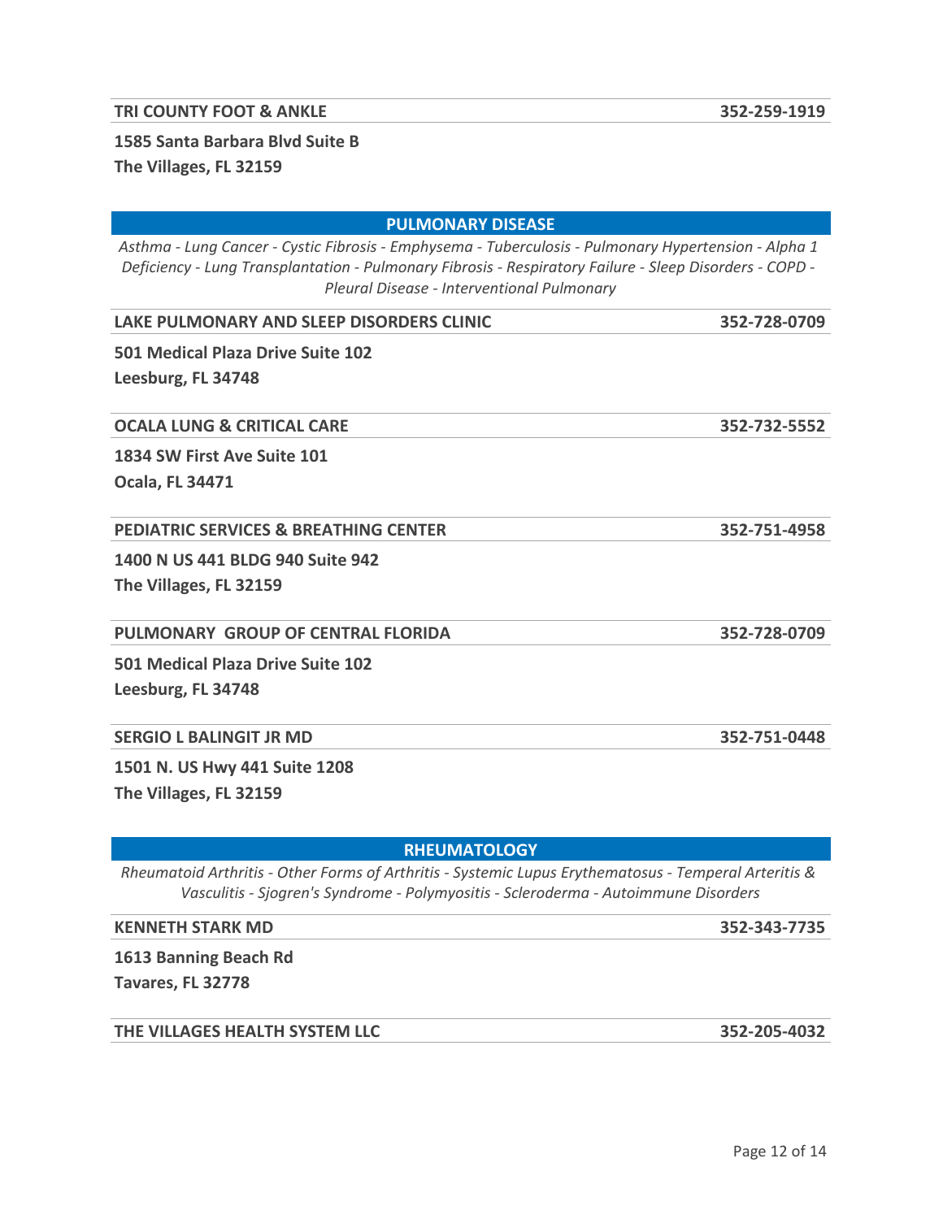**TRI COUNTY FOOT & ANKLE** — **352-259-1919**

**1585 Santa Barbara Blvd Suite B**
**The Villages, FL 32159**

## PULMONARY DISEASE

*Asthma - Lung Cancer - Cystic Fibrosis - Emphysema - Tuberculosis - Pulmonary Hypertension - Alpha 1 Deficiency - Lung Transplantation - Pulmonary Fibrosis - Respiratory Failure - Sleep Disorders - COPD - Pleural Disease - Interventional Pulmonary*

**LAKE PULMONARY AND SLEEP DISORDERS CLINIC** — **352-728-0709**

**501 Medical Plaza Drive Suite 102**
**Leesburg, FL 34748**

**OCALA LUNG & CRITICAL CARE** — **352-732-5552**

**1834 SW First Ave Suite 101**
**Ocala, FL 34471**

**PEDIATRIC SERVICES & BREATHING CENTER** — **352-751-4958**

**1400 N US 441 BLDG 940 Suite 942**
**The Villages, FL 32159**

**PULMONARY GROUP OF CENTRAL FLORIDA** — **352-728-0709**

**501 Medical Plaza Drive Suite 102**
**Leesburg, FL 34748**

**SERGIO L BALINGIT JR MD** — **352-751-0448**

**1501 N. US Hwy 441 Suite 1208**
**The Villages, FL 32159**

## RHEUMATOLOGY

*Rheumatoid Arthritis - Other Forms of Arthritis - Systemic Lupus Erythematosus - Temperal Arteritis & Vasculitis - Sjogren's Syndrome - Polymyositis - Scleroderma - Autoimmune Disorders*

**KENNETH STARK MD** — **352-343-7735**

**1613 Banning Beach Rd**
**Tavares, FL 32778**

**THE VILLAGES HEALTH SYSTEM LLC** — **352-205-4032**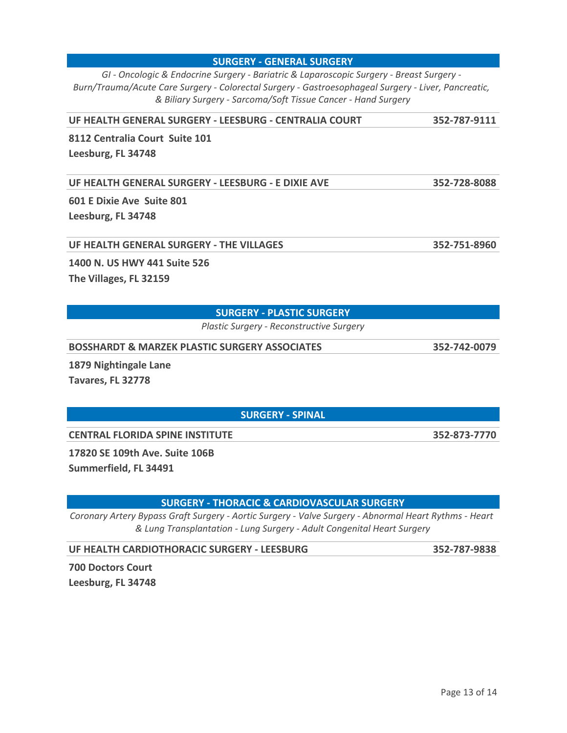## SURGERY - GENERAL SURGERY

*GI - Oncologic & Endocrine Surgery - Bariatric & Laparoscopic Surgery - Breast Surgery - Burn/Trauma/Acute Care Surgery - Colorectal Surgery - Gastroesophageal Surgery - Liver, Pancreatic, & Biliary Surgery - Sarcoma/Soft Tissue Cancer - Hand Surgery*

**UF HEALTH GENERAL SURGERY - LEESBURG - CENTRALIA COURT** — **352-787-9111**

**8112 Centralia Court Suite 101**
**Leesburg, FL 34748**

**UF HEALTH GENERAL SURGERY - LEESBURG - E DIXIE AVE** — **352-728-8088**

**601 E Dixie Ave Suite 801**
**Leesburg, FL 34748**

**UF HEALTH GENERAL SURGERY - THE VILLAGES** — **352-751-8960**

**1400 N. US HWY 441 Suite 526**
**The Villages, FL 32159**

## SURGERY - PLASTIC SURGERY

*Plastic Surgery - Reconstructive Surgery*

**BOSSHARDT & MARZEK PLASTIC SURGERY ASSOCIATES** — **352-742-0079**

**1879 Nightingale Lane**
**Tavares, FL 32778**

## SURGERY - SPINAL

**CENTRAL FLORIDA SPINE INSTITUTE** — **352-873-7770**

**17820 SE 109th Ave. Suite 106B**
**Summerfield, FL 34491**

## SURGERY - THORACIC & CARDIOVASCULAR SURGERY

*Coronary Artery Bypass Graft Surgery - Aortic Surgery - Valve Surgery - Abnormal Heart Rythms - Heart & Lung Transplantation - Lung Surgery - Adult Congenital Heart Surgery*

**UF HEALTH CARDIOTHORACIC SURGERY - LEESBURG** — **352-787-9838**

**700 Doctors Court**
**Leesburg, FL 34748**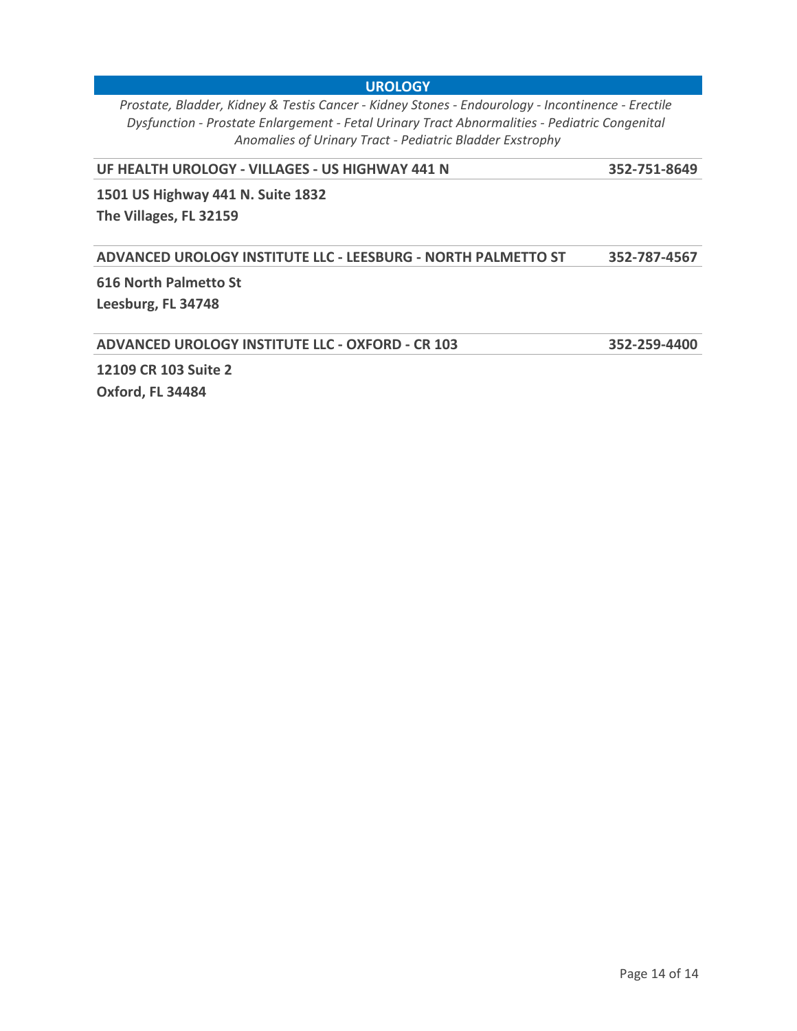## UROLOGY

*Prostate, Bladder, Kidney & Testis Cancer - Kidney Stones - Endourology - Incontinence - Erectile Dysfunction - Prostate Enlargement - Fetal Urinary Tract Abnormalities - Pediatric Congenital Anomalies of Urinary Tract - Pediatric Bladder Exstrophy*

**UF HEALTH UROLOGY - VILLAGES - US HIGHWAY 441 N** — **352-751-8649**

**1501 US Highway 441 N. Suite 1832**
**The Villages, FL 32159**

**ADVANCED UROLOGY INSTITUTE LLC - LEESBURG - NORTH PALMETTO ST** — **352-787-4567**

**616 North Palmetto St**
**Leesburg, FL 34748**

**ADVANCED UROLOGY INSTITUTE LLC - OXFORD - CR 103** — **352-259-4400**

**12109 CR 103 Suite 2**
**Oxford, FL 34484**